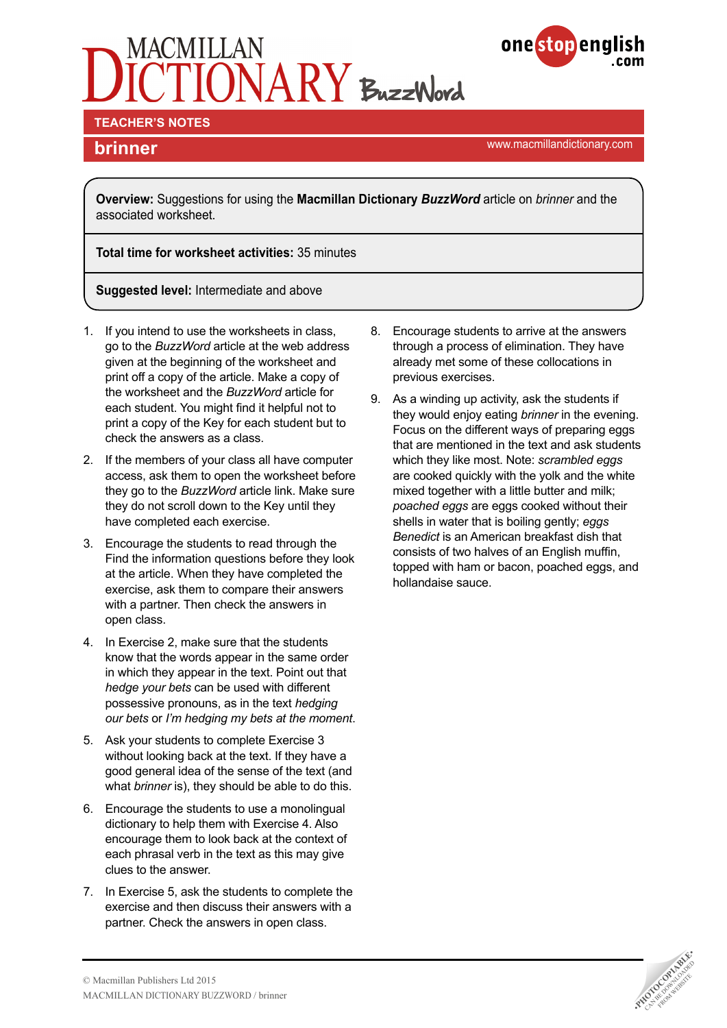# MACMILLAN DICTIONARY BuzzWord

onestopenglish.com

**TEACHER'S NOTES**

## brinner

www.macmillandictionary.com

**Overview:** Suggestions for using the **Macmillan Dictionary *BuzzWord*** article on *brinner* and the associated worksheet.

**Total time for worksheet activities:** 35 minutes

**Suggested level:** Intermediate and above

1. If you intend to use the worksheets in class, go to the *BuzzWord* article at the web address given at the beginning of the worksheet and print off a copy of the article. Make a copy of the worksheet and the *BuzzWord* article for each student. You might find it helpful not to print a copy of the Key for each student but to check the answers as a class.
2. If the members of your class all have computer access, ask them to open the worksheet before they go to the *BuzzWord* article link. Make sure they do not scroll down to the Key until they have completed each exercise.
3. Encourage the students to read through the Find the information questions before they look at the article. When they have completed the exercise, ask them to compare their answers with a partner. Then check the answers in open class.
4. In Exercise 2, make sure that the students know that the words appear in the same order in which they appear in the text. Point out that *hedge your bets* can be used with different possessive pronouns, as in the text *hedging our bets* or *I'm hedging my bets at the moment*.
5. Ask your students to complete Exercise 3 without looking back at the text. If they have a good general idea of the sense of the text (and what *brinner* is), they should be able to do this.
6. Encourage the students to use a monolingual dictionary to help them with Exercise 4. Also encourage them to look back at the context of each phrasal verb in the text as this may give clues to the answer.
7. In Exercise 5, ask the students to complete the exercise and then discuss their answers with a partner. Check the answers in open class.
8. Encourage students to arrive at the answers through a process of elimination. They have already met some of these collocations in previous exercises.
9. As a winding up activity, ask the students if they would enjoy eating *brinner* in the evening. Focus on the different ways of preparing eggs that are mentioned in the text and ask students which they like most. Note: *scrambled eggs* are cooked quickly with the yolk and the white mixed together with a little butter and milk; *poached eggs* are eggs cooked without their shells in water that is boiling gently; *eggs Benedict* is an American breakfast dish that consists of two halves of an English muffin, topped with ham or bacon, poached eggs, and hollandaise sauce.

© Macmillan Publishers Ltd 2015
MACMILLAN DICTIONARY BUZZWORD / brinner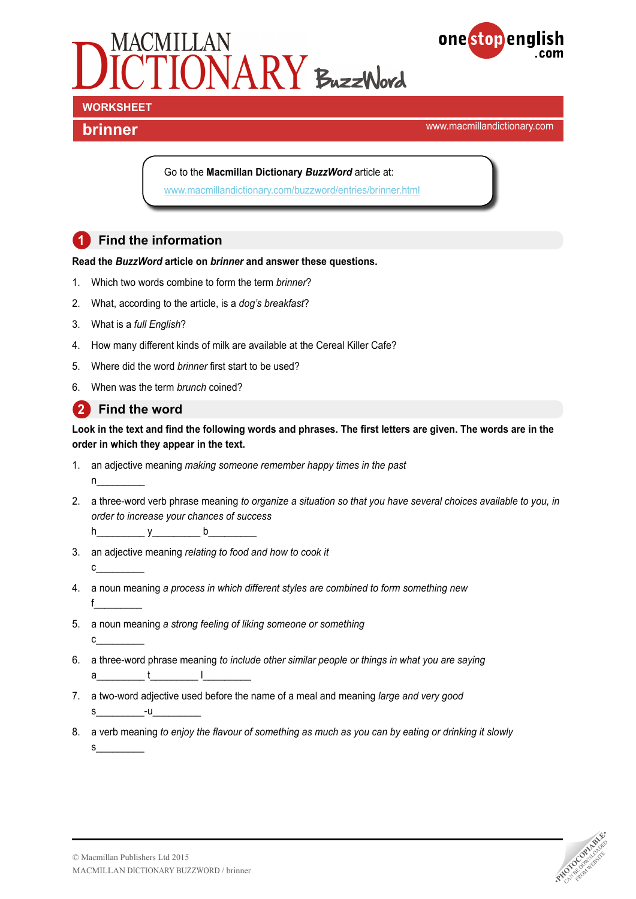# MACMILLAN DICTIONARY BuzzWord

**WORKSHEET**

## brinner

www.macmillandictionary.com

Go to the **Macmillan Dictionary *BuzzWord*** article at:
www.macmillandictionary.com/buzzword/entries/brinner.html

## 1 Find the information

**Read the *BuzzWord* article on *brinner* and answer these questions.**

1. Which two words combine to form the term *brinner*?
2. What, according to the article, is a *dog's breakfast*?
3. What is a *full English*?
4. How many different kinds of milk are available at the Cereal Killer Cafe?
5. Where did the word *brinner* first start to be used?
6. When was the term *brunch* coined?

## 2 Find the word

**Look in the text and find the following words and phrases. The first letters are given. The words are in the order in which they appear in the text.**

1. an adjective meaning *making someone remember happy times in the past*
   n________
2. a three-word verb phrase meaning *to organize a situation so that you have several choices available to you, in order to increase your chances of success*
   h________ y________ b________
3. an adjective meaning *relating to food and how to cook it*
   c________
4. a noun meaning *a process in which different styles are combined to form something new*
   f________
5. a noun meaning *a strong feeling of liking someone or something*
   c________
6. a three-word phrase meaning *to include other similar people or things in what you are saying*
   a________ t________ l________
7. a two-word adjective used before the name of a meal and meaning *large and very good*
   s________-u________
8. a verb meaning *to enjoy the flavour of something as much as you can by eating or drinking it slowly*
   s________

© Macmillan Publishers Ltd 2015
MACMILLAN DICTIONARY BUZZWORD / brinner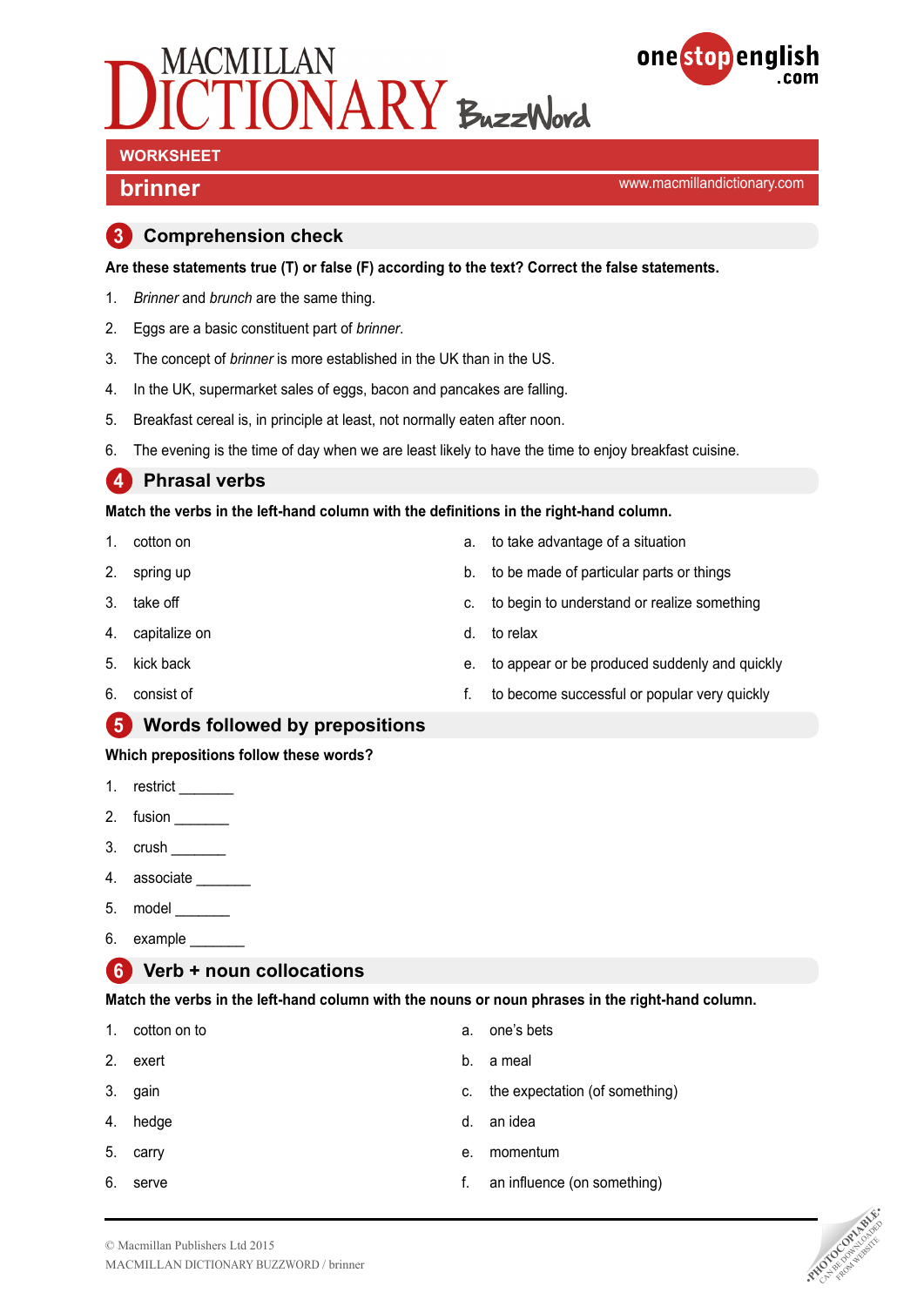# MACMILLAN DICTIONARY BuzzWord

**WORKSHEET**

## brinner

www.macmillandictionary.com

## 3 Comprehension check

**Are these statements true (T) or false (F) according to the text? Correct the false statements.**

1. *Brinner* and *brunch* are the same thing.
2. Eggs are a basic constituent part of *brinner*.
3. The concept of *brinner* is more established in the UK than in the US.
4. In the UK, supermarket sales of eggs, bacon and pancakes are falling.
5. Breakfast cereal is, in principle at least, not normally eaten after noon.
6. The evening is the time of day when we are least likely to have the time to enjoy breakfast cuisine.

## 4 Phrasal verbs

**Match the verbs in the left-hand column with the definitions in the right-hand column.**

| | |
|---|---|
| 1. cotton on | a. to take advantage of a situation |
| 2. spring up | b. to be made of particular parts or things |
| 3. take off | c. to begin to understand or realize something |
| 4. capitalize on | d. to relax |
| 5. kick back | e. to appear or be produced suddenly and quickly |
| 6. consist of | f. to become successful or popular very quickly |

## 5 Words followed by prepositions

**Which prepositions follow these words?**

1. restrict _______
2. fusion _______
3. crush _______
4. associate _______
5. model _______
6. example _______

## 6 Verb + noun collocations

**Match the verbs in the left-hand column with the nouns or noun phrases in the right-hand column.**

| | |
|---|---|
| 1. cotton on to | a. one's bets |
| 2. exert | b. a meal |
| 3. gain | c. the expectation (of something) |
| 4. hedge | d. an idea |
| 5. carry | e. momentum |
| 6. serve | f. an influence (on something) |

© Macmillan Publishers Ltd 2015
MACMILLAN DICTIONARY BUZZWORD / brinner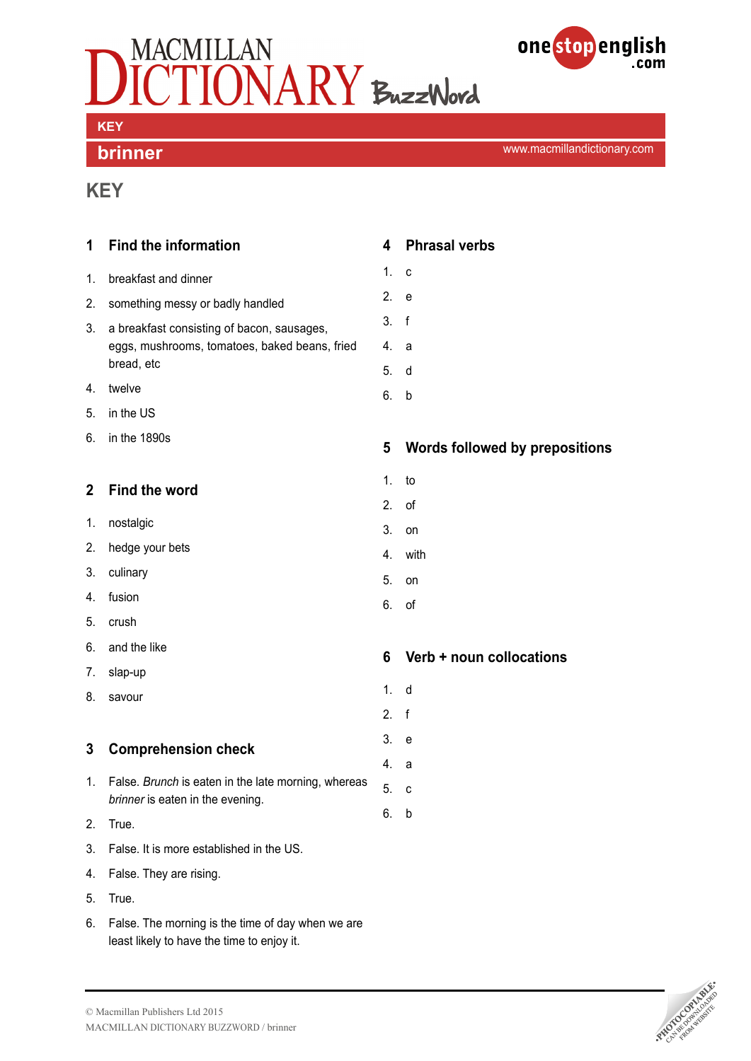# MACMILLAN DICTIONARY BuzzWord

onestopenglish.com

KEY

## brinner

www.macmillandictionary.com

## KEY

### 1 Find the information

1. breakfast and dinner
2. something messy or badly handled
3. a breakfast consisting of bacon, sausages, eggs, mushrooms, tomatoes, baked beans, fried bread, etc
4. twelve
5. in the US
6. in the 1890s

### 2 Find the word

1. nostalgic
2. hedge your bets
3. culinary
4. fusion
5. crush
6. and the like
7. slap-up
8. savour

### 3 Comprehension check

1. False. *Brunch* is eaten in the late morning, whereas *brinner* is eaten in the evening.
2. True.
3. False. It is more established in the US.
4. False. They are rising.
5. True.
6. False. The morning is the time of day when we are least likely to have the time to enjoy it.

### 4 Phrasal verbs

1. c
2. e
3. f
4. a
5. d
6. b

### 5 Words followed by prepositions

1. to
2. of
3. on
4. with
5. on
6. of

### 6 Verb + noun collocations

1. d
2. f
3. e
4. a
5. c
6. b

© Macmillan Publishers Ltd 2015
MACMILLAN DICTIONARY BUZZWORD / brinner

PHOTOCOPIABLE. CAN BE DOWNLOADED FROM WEBSITE